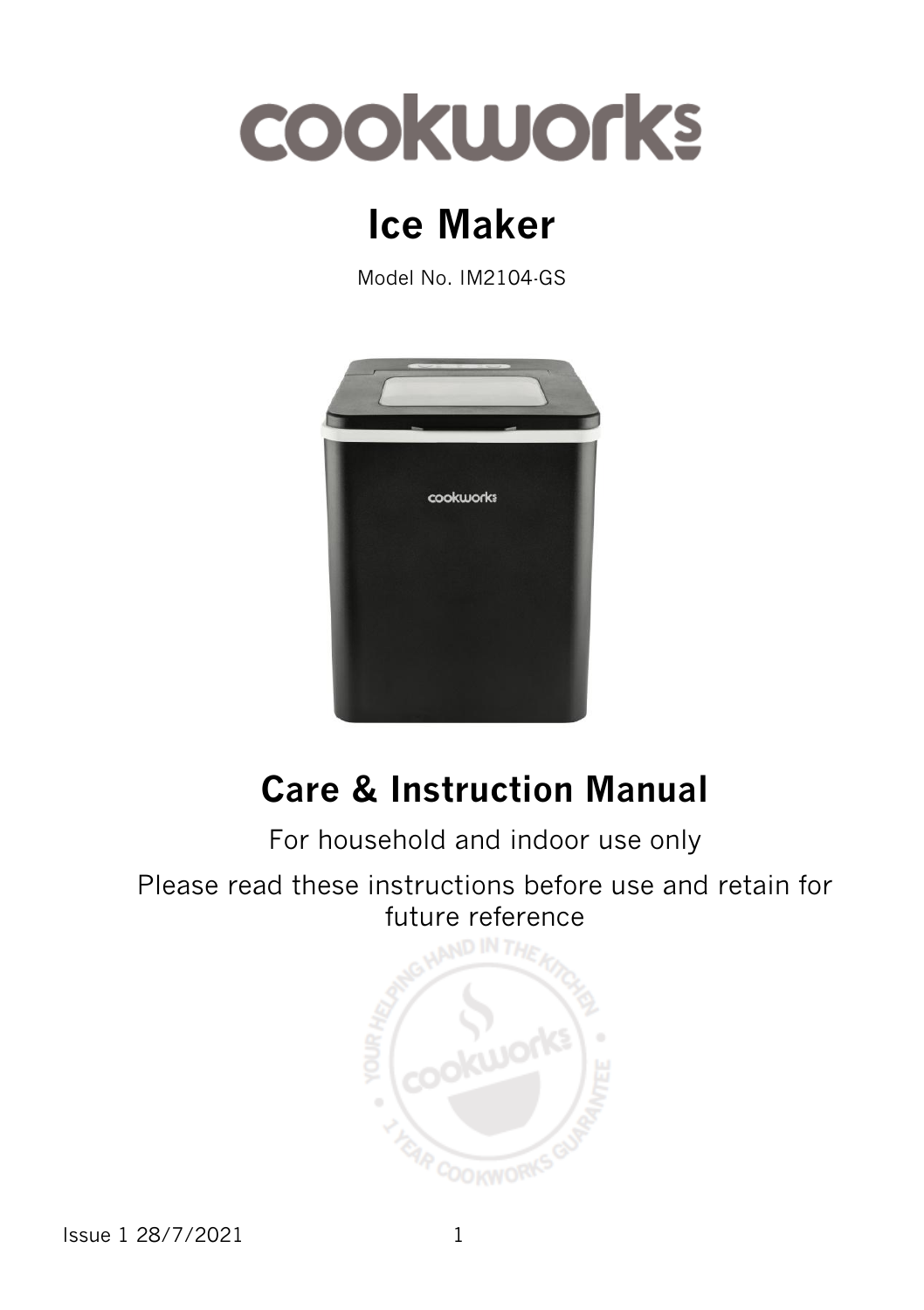# cookworks

## Ice Maker

Model No. IM2104-GS

## Care & Instruction Manual

For household and indoor use only

Please read these instructions before use and retain for future reference

Issue 1 28/7/2021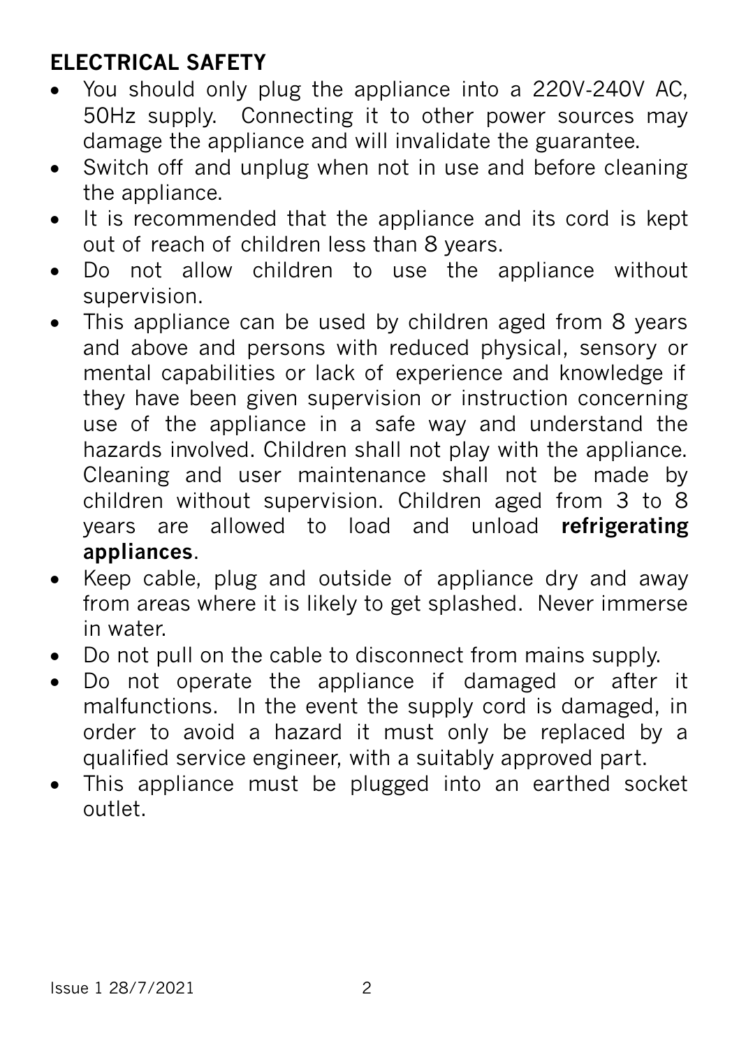## ELECTRICAL SAFETY

- You should only plug the appliance into a 220V-240V AC, 50Hz supply. Connecting it to other power sources may damage the appliance and will invalidate the guarantee.
- Switch off and unplug when not in use and before cleaning the appliance.
- It is recommended that the appliance and its cord is kept out of reach of children less than 8 years.
- Do not allow children to use the appliance without supervision.
- This appliance can be used by children aged from 8 years and above and persons with reduced physical, sensory or mental capabilities or lack of experience and knowledge if they have been given supervision or instruction concerning use of the appliance in a safe way and understand the hazards involved. Children shall not play with the appliance. Cleaning and user maintenance shall not be made by children without supervision. Children aged from 3 to 8 years are allowed to load and unload **refrigerating appliances**.
- Keep cable, plug and outside of appliance dry and away from areas where it is likely to get splashed. Never immerse in water.
- Do not pull on the cable to disconnect from mains supply.
- Do not operate the appliance if damaged or after it malfunctions. In the event the supply cord is damaged, in order to avoid a hazard it must only be replaced by a qualified service engineer, with a suitably approved part.
- This appliance must be plugged into an earthed socket outlet.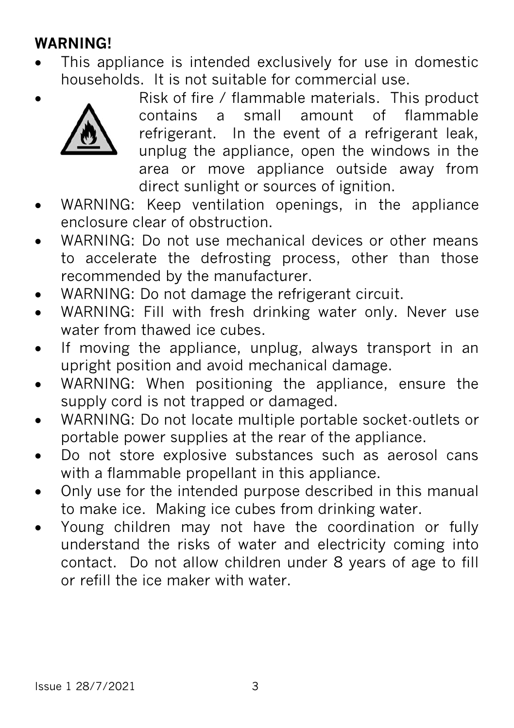**WARNING!**

- This appliance is intended exclusively for use in domestic households. It is not suitable for commercial use.
- Risk of fire / flammable materials. This product contains a small amount of flammable refrigerant. In the event of a refrigerant leak, unplug the appliance, open the windows in the area or move appliance outside away from direct sunlight or sources of ignition.
- WARNING: Keep ventilation openings, in the appliance enclosure clear of obstruction.
- WARNING: Do not use mechanical devices or other means to accelerate the defrosting process, other than those recommended by the manufacturer.
- WARNING: Do not damage the refrigerant circuit.
- WARNING: Fill with fresh drinking water only. Never use water from thawed ice cubes.
- If moving the appliance, unplug, always transport in an upright position and avoid mechanical damage.
- WARNING: When positioning the appliance, ensure the supply cord is not trapped or damaged.
- WARNING: Do not locate multiple portable socket-outlets or portable power supplies at the rear of the appliance.
- Do not store explosive substances such as aerosol cans with a flammable propellant in this appliance.
- Only use for the intended purpose described in this manual to make ice. Making ice cubes from drinking water.
- Young children may not have the coordination or fully understand the risks of water and electricity coming into contact. Do not allow children under 8 years of age to fill or refill the ice maker with water.

Issue 1 28/7/2021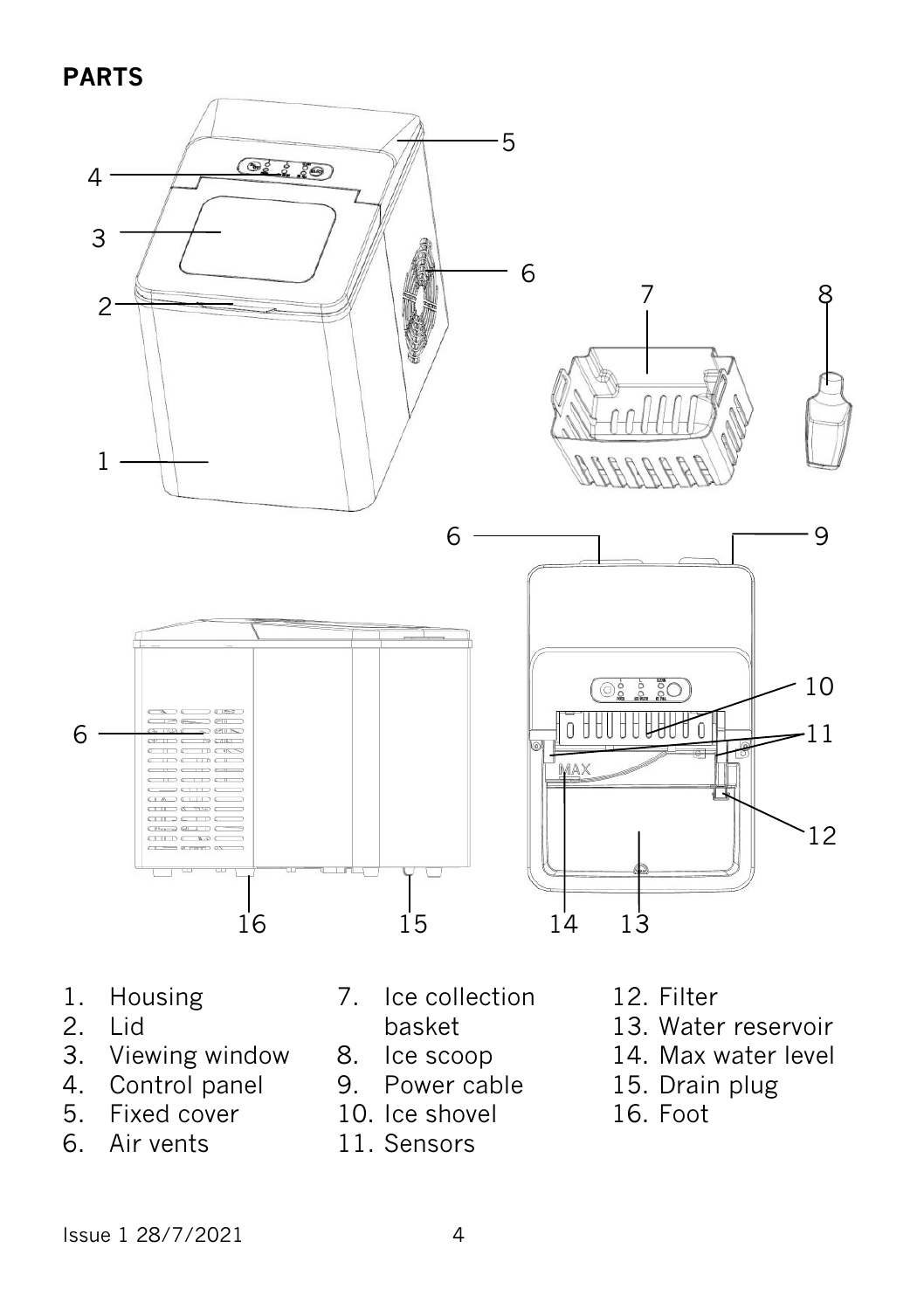## PARTS

1. Housing
2. Lid
3. Viewing window
4. Control panel
5. Fixed cover
6. Air vents
7. Ice collection basket
8. Ice scoop
9. Power cable
10. Ice shovel
11. Sensors
12. Filter
13. Water reservoir
14. Max water level
15. Drain plug
16. Foot

Issue 1 28/7/2021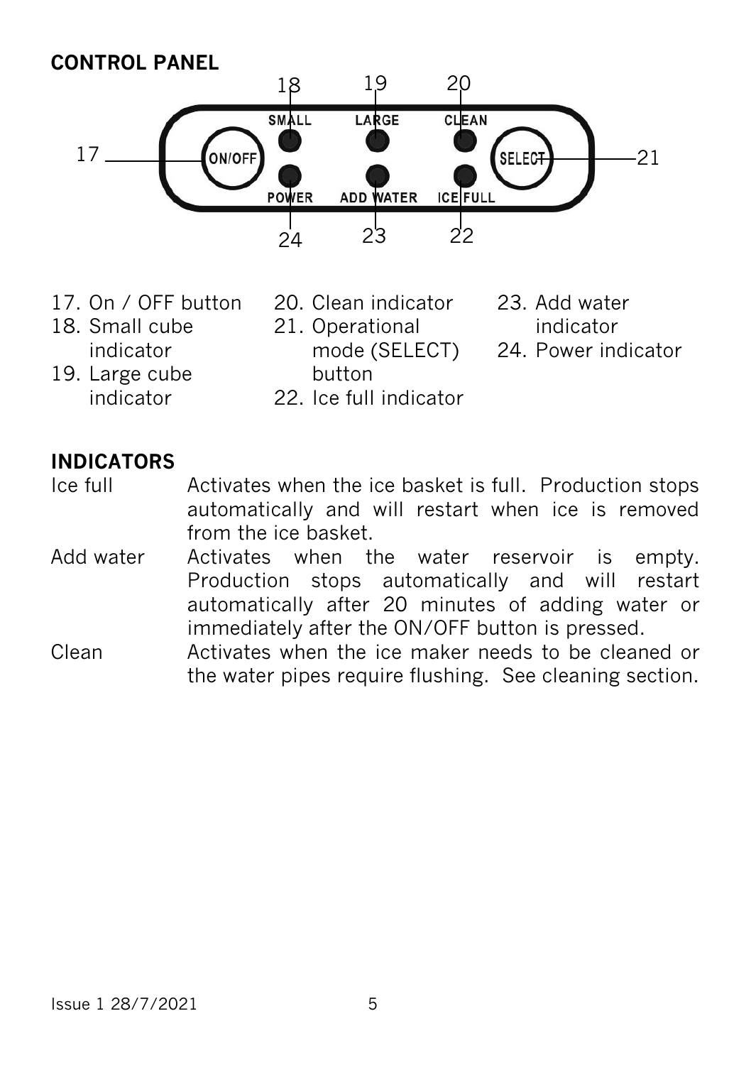## CONTROL PANEL

17. On / OFF button
18. Small cube indicator
19. Large cube indicator
20. Clean indicator
21. Operational mode (SELECT) button
22. Ice full indicator
23. Add water indicator
24. Power indicator

## INDICATORS

| | |
|---|---|
| Ice full | Activates when the ice basket is full. Production stops automatically and will restart when ice is removed from the ice basket. |
| Add water | Activates when the water reservoir is empty. Production stops automatically and will restart automatically after 20 minutes of adding water or immediately after the ON/OFF button is pressed. |
| Clean | Activates when the ice maker needs to be cleaned or the water pipes require flushing. See cleaning section. |

Issue 1 28/7/2021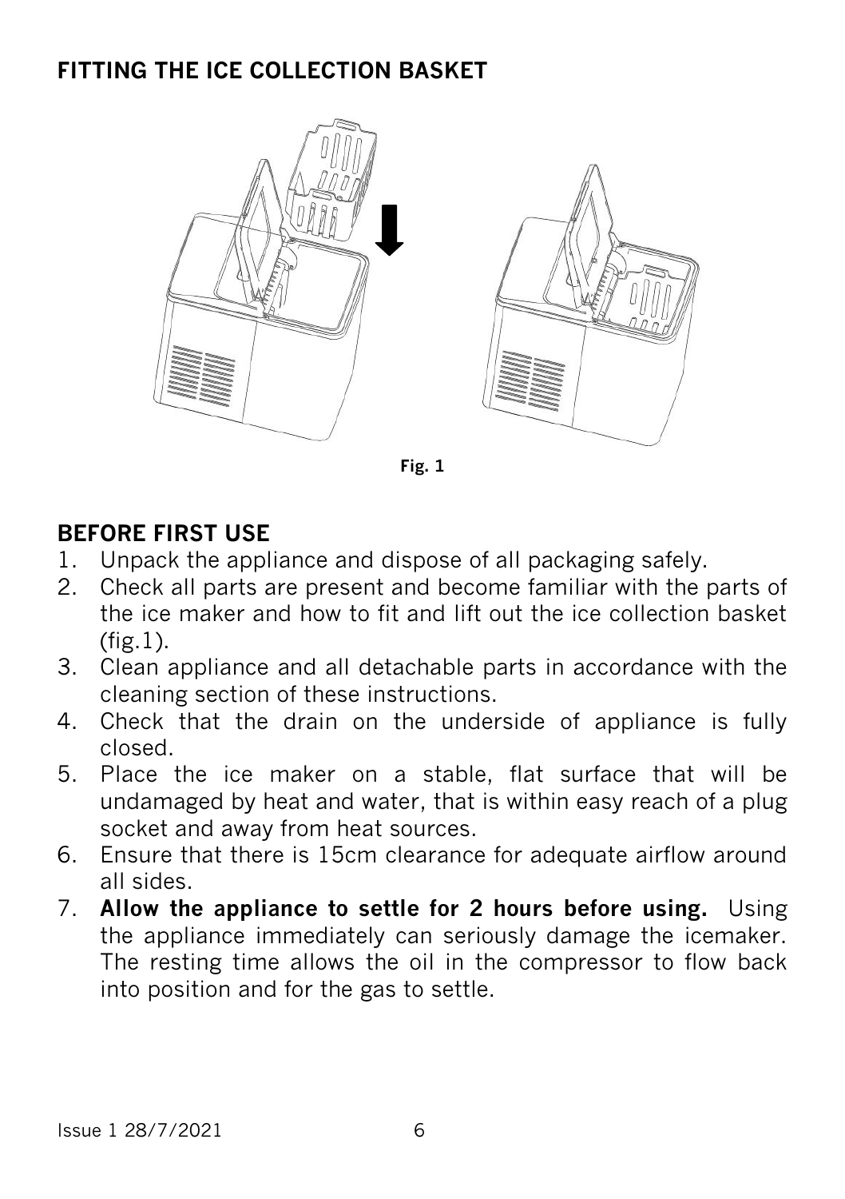## FITTING THE ICE COLLECTION BASKET

Fig. 1

## BEFORE FIRST USE

1. Unpack the appliance and dispose of all packaging safely.
2. Check all parts are present and become familiar with the parts of the ice maker and how to fit and lift out the ice collection basket (fig.1).
3. Clean appliance and all detachable parts in accordance with the cleaning section of these instructions.
4. Check that the drain on the underside of appliance is fully closed.
5. Place the ice maker on a stable, flat surface that will be undamaged by heat and water, that is within easy reach of a plug socket and away from heat sources.
6. Ensure that there is 15cm clearance for adequate airflow around all sides.
7. **Allow the appliance to settle for 2 hours before using.** Using the appliance immediately can seriously damage the icemaker. The resting time allows the oil in the compressor to flow back into position and for the gas to settle.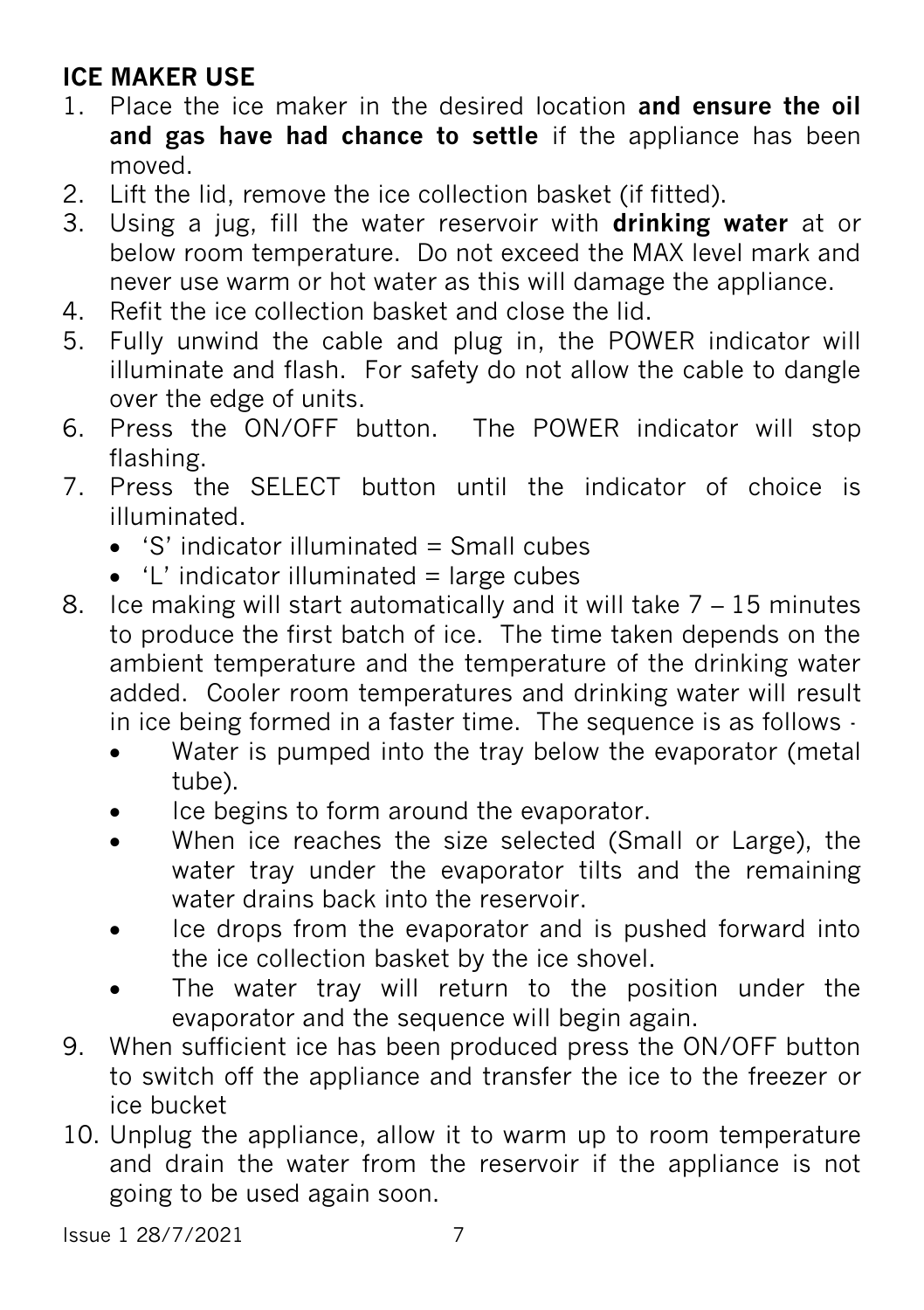## ICE MAKER USE

1. Place the ice maker in the desired location **and ensure the oil and gas have had chance to settle** if the appliance has been moved.
2. Lift the lid, remove the ice collection basket (if fitted).
3. Using a jug, fill the water reservoir with **drinking water** at or below room temperature. Do not exceed the MAX level mark and never use warm or hot water as this will damage the appliance.
4. Refit the ice collection basket and close the lid.
5. Fully unwind the cable and plug in, the POWER indicator will illuminate and flash. For safety do not allow the cable to dangle over the edge of units.
6. Press the ON/OFF button. The POWER indicator will stop flashing.
7. Press the SELECT button until the indicator of choice is illuminated.
   - 'S' indicator illuminated = Small cubes
   - 'L' indicator illuminated = large cubes
8. Ice making will start automatically and it will take 7 – 15 minutes to produce the first batch of ice. The time taken depends on the ambient temperature and the temperature of the drinking water added. Cooler room temperatures and drinking water will result in ice being formed in a faster time. The sequence is as follows -
   - Water is pumped into the tray below the evaporator (metal tube).
   - Ice begins to form around the evaporator.
   - When ice reaches the size selected (Small or Large), the water tray under the evaporator tilts and the remaining water drains back into the reservoir.
   - Ice drops from the evaporator and is pushed forward into the ice collection basket by the ice shovel.
   - The water tray will return to the position under the evaporator and the sequence will begin again.
9. When sufficient ice has been produced press the ON/OFF button to switch off the appliance and transfer the ice to the freezer or ice bucket
10. Unplug the appliance, allow it to warm up to room temperature and drain the water from the reservoir if the appliance is not going to be used again soon.

Issue 1 28/7/2021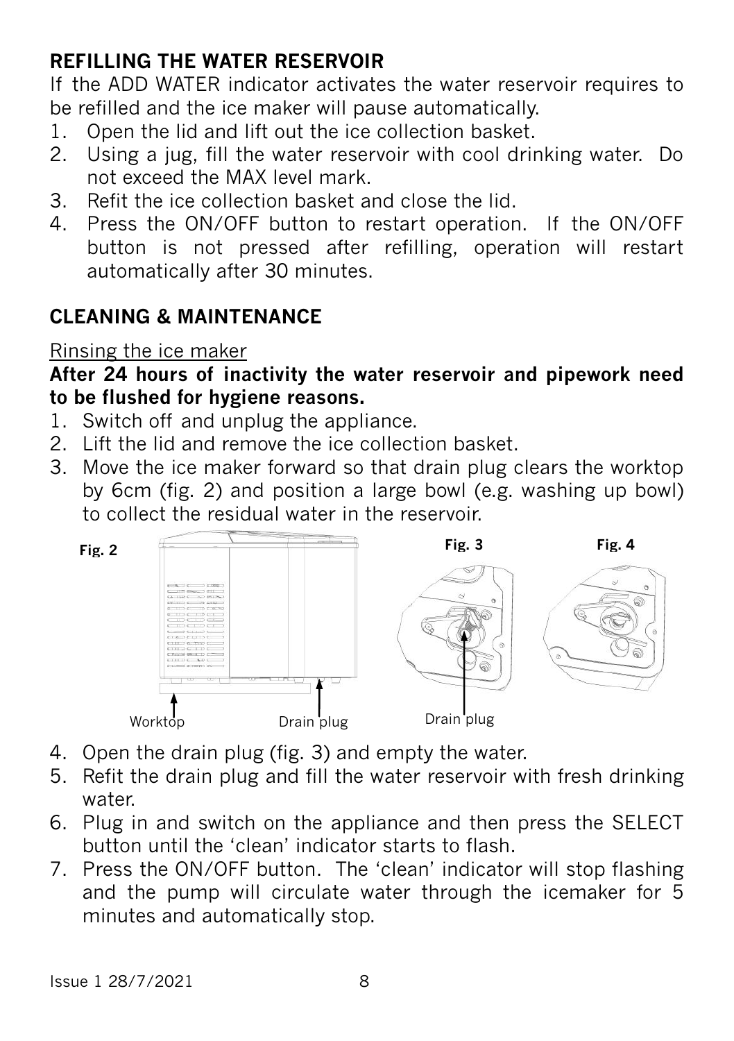## REFILLING THE WATER RESERVOIR

If the ADD WATER indicator activates the water reservoir requires to be refilled and the ice maker will pause automatically.

1. Open the lid and lift out the ice collection basket.
2. Using a jug, fill the water reservoir with cool drinking water. Do not exceed the MAX level mark.
3. Refit the ice collection basket and close the lid.
4. Press the ON/OFF button to restart operation. If the ON/OFF button is not pressed after refilling, operation will restart automatically after 30 minutes.

## CLEANING & MAINTENANCE

Rinsing the ice maker

**After 24 hours of inactivity the water reservoir and pipework need to be flushed for hygiene reasons.**

1. Switch off and unplug the appliance.
2. Lift the lid and remove the ice collection basket.
3. Move the ice maker forward so that drain plug clears the worktop by 6cm (fig. 2) and position a large bowl (e.g. washing up bowl) to collect the residual water in the reservoir.

**Fig. 2** Worktop Drain plug

**Fig. 3** Drain plug

**Fig. 4**

4. Open the drain plug (fig. 3) and empty the water.
5. Refit the drain plug and fill the water reservoir with fresh drinking water.
6. Plug in and switch on the appliance and then press the SELECT button until the 'clean' indicator starts to flash.
7. Press the ON/OFF button. The 'clean' indicator will stop flashing and the pump will circulate water through the icemaker for 5 minutes and automatically stop.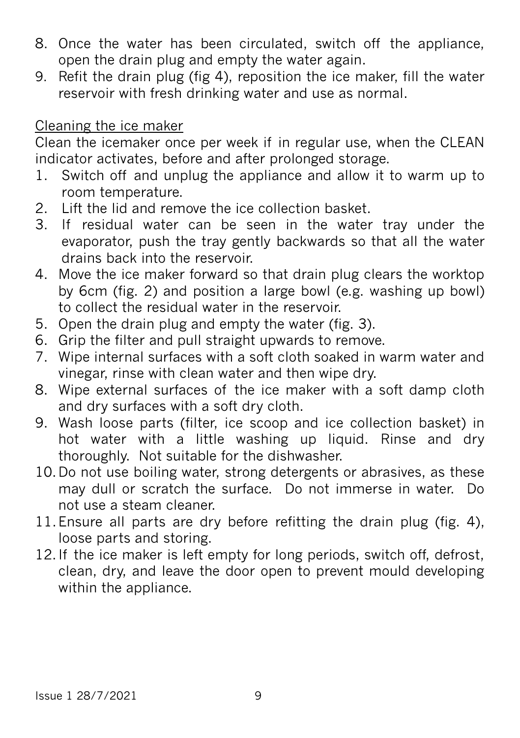8. Once the water has been circulated, switch off the appliance, open the drain plug and empty the water again.
9. Refit the drain plug (fig 4), reposition the ice maker, fill the water reservoir with fresh drinking water and use as normal.

Cleaning the ice maker

Clean the icemaker once per week if in regular use, when the CLEAN indicator activates, before and after prolonged storage.

1. Switch off and unplug the appliance and allow it to warm up to room temperature.
2. Lift the lid and remove the ice collection basket.
3. If residual water can be seen in the water tray under the evaporator, push the tray gently backwards so that all the water drains back into the reservoir.
4. Move the ice maker forward so that drain plug clears the worktop by 6cm (fig. 2) and position a large bowl (e.g. washing up bowl) to collect the residual water in the reservoir.
5. Open the drain plug and empty the water (fig. 3).
6. Grip the filter and pull straight upwards to remove.
7. Wipe internal surfaces with a soft cloth soaked in warm water and vinegar, rinse with clean water and then wipe dry.
8. Wipe external surfaces of the ice maker with a soft damp cloth and dry surfaces with a soft dry cloth.
9. Wash loose parts (filter, ice scoop and ice collection basket) in hot water with a little washing up liquid. Rinse and dry thoroughly. Not suitable for the dishwasher.
10. Do not use boiling water, strong detergents or abrasives, as these may dull or scratch the surface. Do not immerse in water. Do not use a steam cleaner.
11. Ensure all parts are dry before refitting the drain plug (fig. 4), loose parts and storing.
12. If the ice maker is left empty for long periods, switch off, defrost, clean, dry, and leave the door open to prevent mould developing within the appliance.

Issue 1 28/7/2021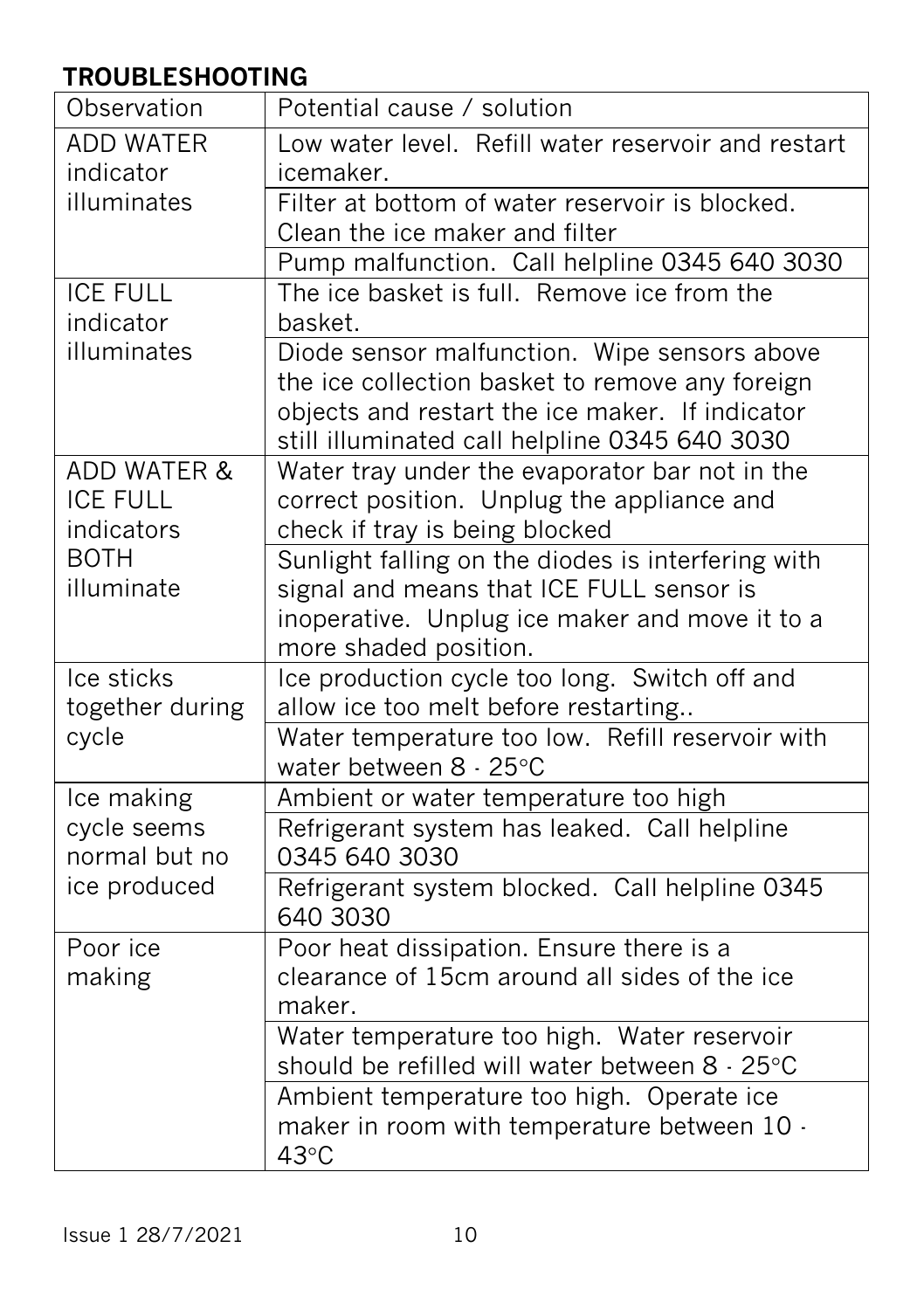## TROUBLESHOOTING

| Observation | Potential cause / solution |
|---|---|
| ADD WATER indicator illuminates | Low water level. Refill water reservoir and restart icemaker. |
| | Filter at bottom of water reservoir is blocked. Clean the ice maker and filter |
| | Pump malfunction. Call helpline 0345 640 3030 |
| ICE FULL indicator illuminates | The ice basket is full. Remove ice from the basket. |
| | Diode sensor malfunction. Wipe sensors above the ice collection basket to remove any foreign objects and restart the ice maker. If indicator still illuminated call helpline 0345 640 3030 |
| ADD WATER & ICE FULL indicators BOTH illuminate | Water tray under the evaporator bar not in the correct position. Unplug the appliance and check if tray is being blocked |
| | Sunlight falling on the diodes is interfering with signal and means that ICE FULL sensor is inoperative. Unplug ice maker and move it to a more shaded position. |
| Ice sticks together during cycle | Ice production cycle too long. Switch off and allow ice too melt before restarting.. |
| | Water temperature too low. Refill reservoir with water between 8 - 25°C |
| Ice making cycle seems normal but no ice produced | Ambient or water temperature too high |
| | Refrigerant system has leaked. Call helpline 0345 640 3030 |
| | Refrigerant system blocked. Call helpline 0345 640 3030 |
| Poor ice making | Poor heat dissipation. Ensure there is a clearance of 15cm around all sides of the ice maker. |
| | Water temperature too high. Water reservoir should be refilled will water between 8 - 25°C |
| | Ambient temperature too high. Operate ice maker in room with temperature between 10 - 43°C |

Issue 1 28/7/2021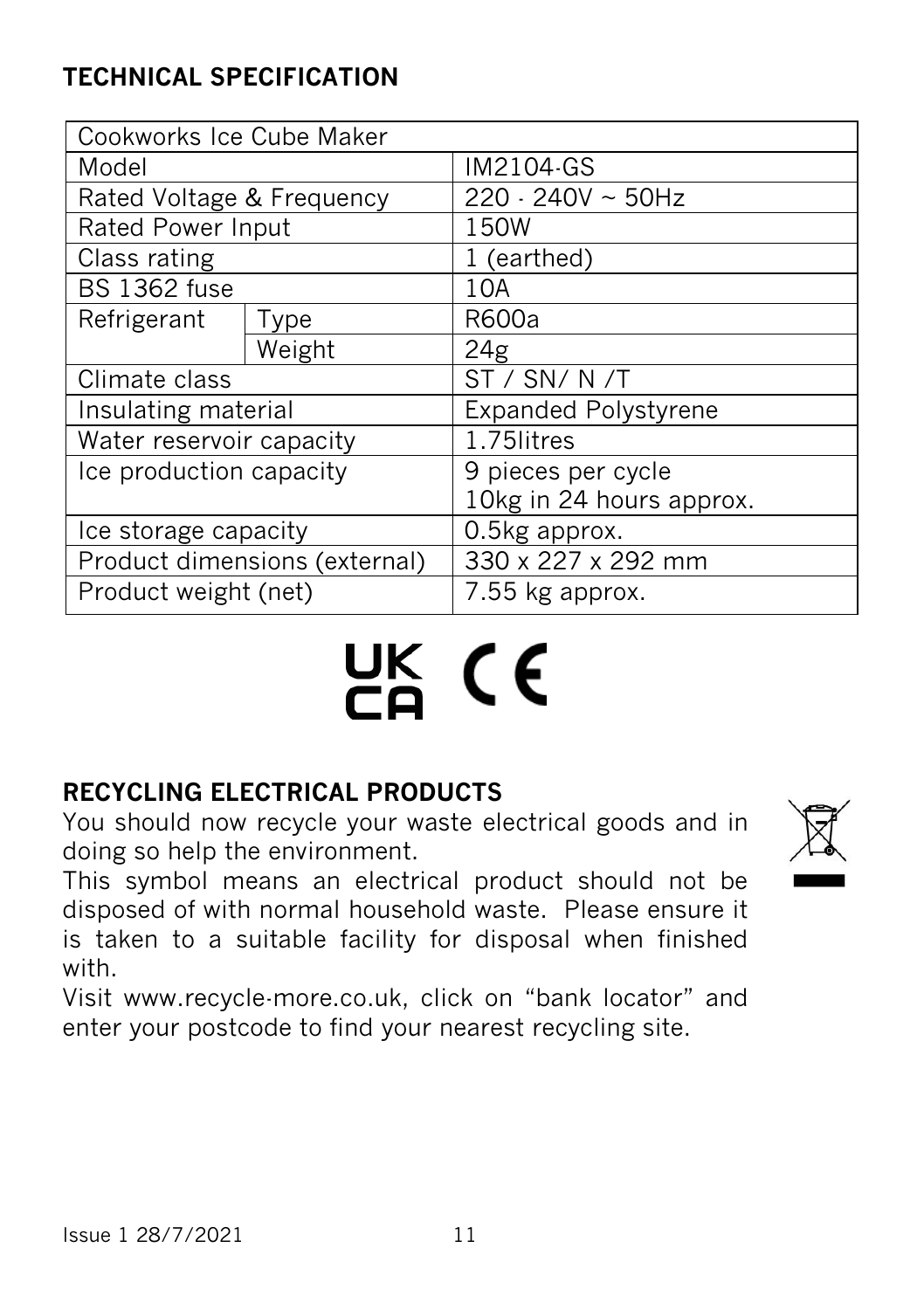## TECHNICAL SPECIFICATION

| Cookworks Ice Cube Maker | | |
|---|---|---|
| Model | | IM2104-GS |
| Rated Voltage & Frequency | | 220 - 240V ~ 50Hz |
| Rated Power Input | | 150W |
| Class rating | | 1 (earthed) |
| BS 1362 fuse | | 10A |
| Refrigerant | Type | R600a |
| | Weight | 24g |
| Climate class | | ST / SN/ N /T |
| Insulating material | | Expanded Polystyrene |
| Water reservoir capacity | | 1.75litres |
| Ice production capacity | | 9 pieces per cycle<br>10kg in 24 hours approx. |
| Ice storage capacity | | 0.5kg approx. |
| Product dimensions (external) | | 330 x 227 x 292 mm |
| Product weight (net) | | 7.55 kg approx. |

UK CA CE

## RECYCLING ELECTRICAL PRODUCTS

You should now recycle your waste electrical goods and in doing so help the environment.

This symbol means an electrical product should not be disposed of with normal household waste. Please ensure it is taken to a suitable facility for disposal when finished with.

Visit www.recycle-more.co.uk, click on "bank locator" and enter your postcode to find your nearest recycling site.

Issue 1 28/7/2021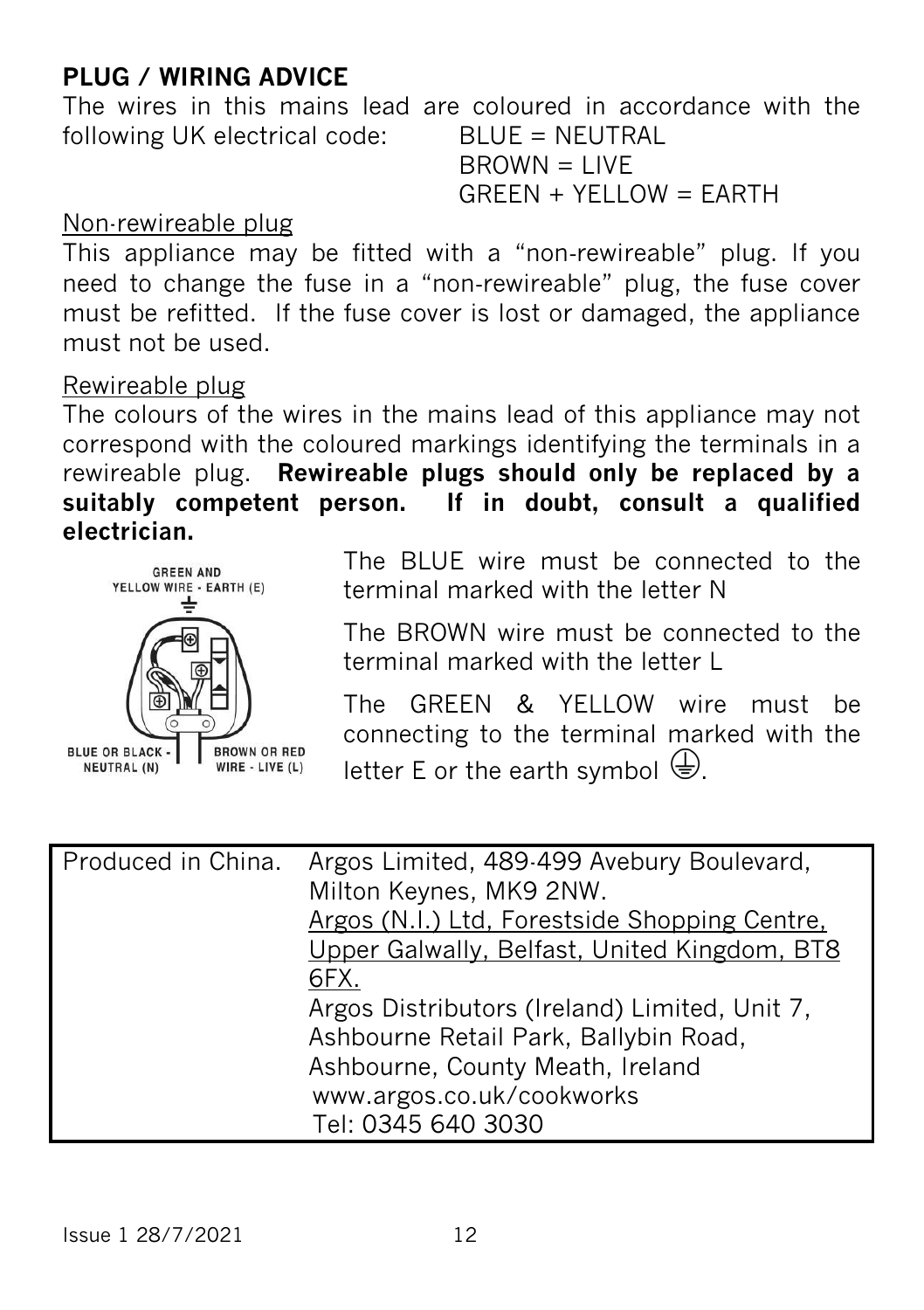## PLUG / WIRING ADVICE

The wires in this mains lead are coloured in accordance with the following UK electrical code:

BLUE = NEUTRAL
BROWN = LIVE
GREEN + YELLOW = EARTH

Non-rewireable plug

This appliance may be fitted with a "non-rewireable" plug. If you need to change the fuse in a "non-rewireable" plug, the fuse cover must be refitted. If the fuse cover is lost or damaged, the appliance must not be used.

Rewireable plug

The colours of the wires in the mains lead of this appliance may not correspond with the coloured markings identifying the terminals in a rewireable plug. **Rewireable plugs should only be replaced by a suitably competent person. If in doubt, consult a qualified electrician.**

GREEN AND YELLOW WIRE - EARTH (E)

BLUE OR BLACK - NEUTRAL (N)

BROWN OR RED WIRE - LIVE (L)

The BLUE wire must be connected to the terminal marked with the letter N

The BROWN wire must be connected to the terminal marked with the letter L

The GREEN & YELLOW wire must be connecting to the terminal marked with the letter E or the earth symbol ⏚.

| Produced in China. | Argos Limited, 489-499 Avebury Boulevard, Milton Keynes, MK9 2NW. Argos (N.I.) Ltd, Forestside Shopping Centre, Upper Galwally, Belfast, United Kingdom, BT8 6FX. Argos Distributors (Ireland) Limited, Unit 7, Ashbourne Retail Park, Ballybin Road, Ashbourne, County Meath, Ireland www.argos.co.uk/cookworks Tel: 0345 640 3030 |
| --- | --- |

Issue 1 28/7/2021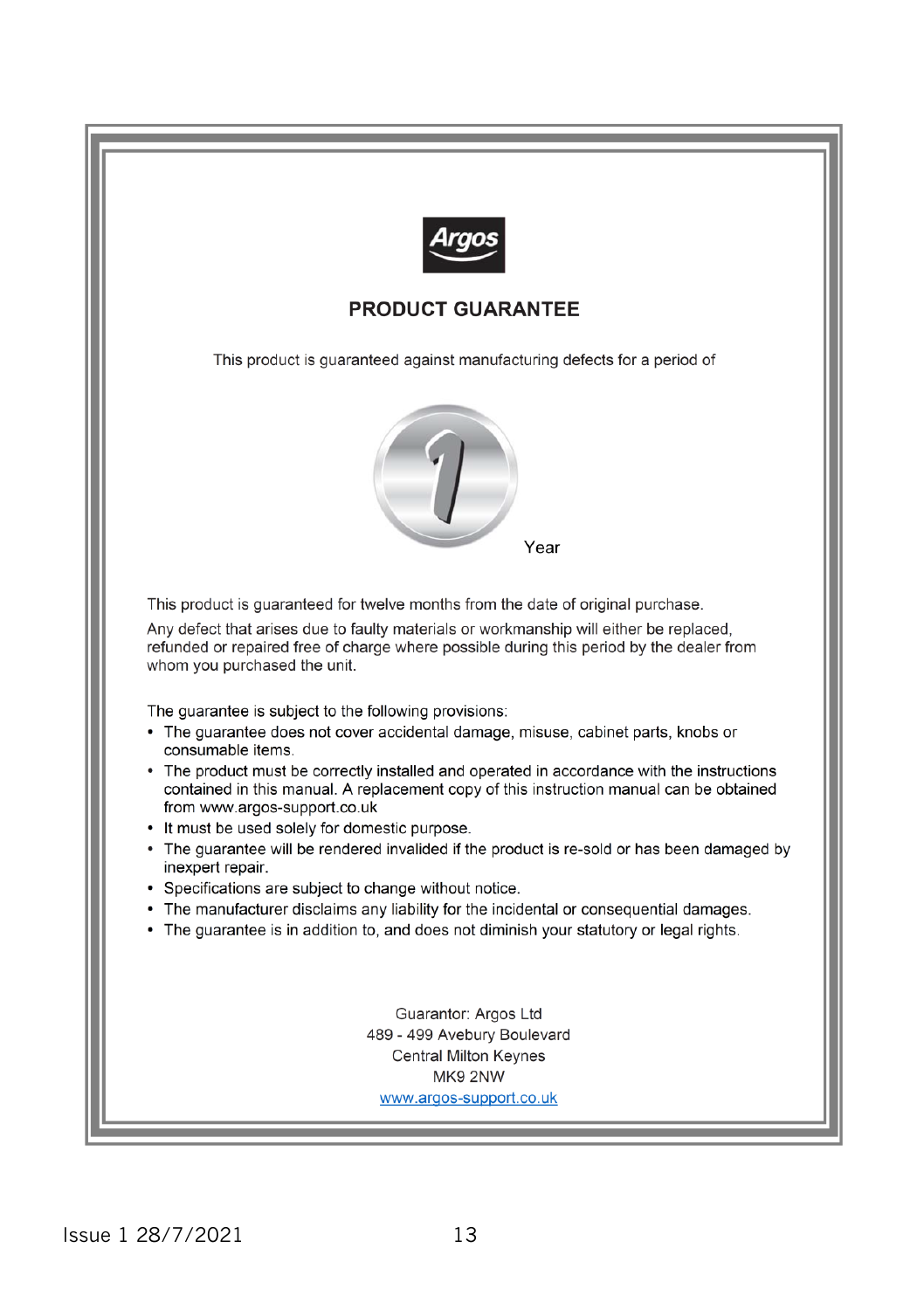Argos

## PRODUCT GUARANTEE

This product is guaranteed against manufacturing defects for a period of

1 Year

This product is guaranteed for twelve months from the date of original purchase.

Any defect that arises due to faulty materials or workmanship will either be replaced, refunded or repaired free of charge where possible during this period by the dealer from whom you purchased the unit.

The guarantee is subject to the following provisions:

- The guarantee does not cover accidental damage, misuse, cabinet parts, knobs or consumable items.
- The product must be correctly installed and operated in accordance with the instructions contained in this manual. A replacement copy of this instruction manual can be obtained from www.argos-support.co.uk
- It must be used solely for domestic purpose.
- The guarantee will be rendered invalided if the product is re-sold or has been damaged by inexpert repair.
- Specifications are subject to change without notice.
- The manufacturer disclaims any liability for the incidental or consequential damages.
- The guarantee is in addition to, and does not diminish your statutory or legal rights.

Guarantor: Argos Ltd
489 - 499 Avebury Boulevard
Central Milton Keynes
MK9 2NW
www.argos-support.co.uk

Issue 1 28/7/2021